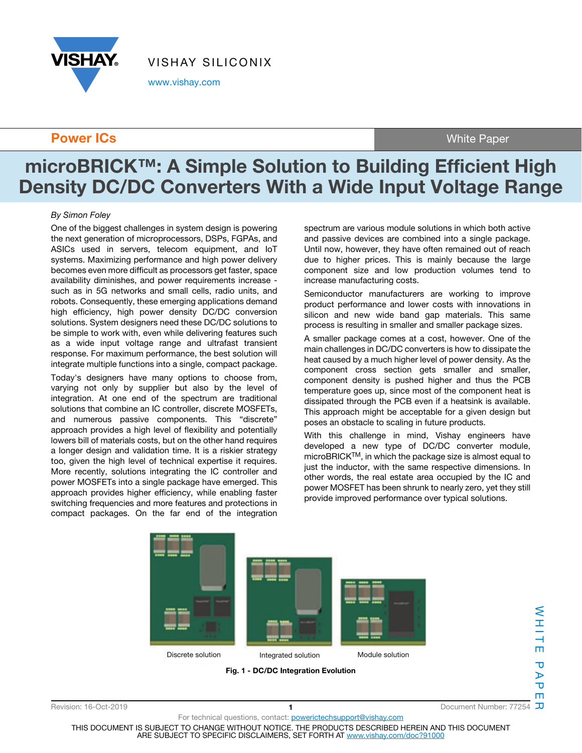Power ICs

White Paper

# microBRICK™: A Simple Solution to Building Efficient High Density DC/DC Converters With a Wide Input Voltage Range

*By Simon Foley*

One of the biggest challenges in system design is powering the next generation of microprocessors, DSPs, FGPAs, and ASICs used in servers, telecom equipment, and IoT systems. Maximizing performance and high power delivery becomes even more difficult as processors get faster, space availability diminishes, and power requirements increase - such as in 5G networks and small cells, radio units, and robots. Consequently, these emerging applications demand high efficiency, high power density DC/DC conversion solutions. System designers need these DC/DC solutions to be simple to work with, even while delivering features such as a wide input voltage range and ultrafast transient response. For maximum performance, the best solution will integrate multiple functions into a single, compact package.

Today's designers have many options to choose from, varying not only by supplier but also by the level of integration. At one end of the spectrum are traditional solutions that combine an IC controller, discrete MOSFETs, and numerous passive components. This "discrete" approach provides a high level of flexibility and potentially lowers bill of materials costs, but on the other hand requires a longer design and validation time. It is a riskier strategy too, given the high level of technical expertise it requires. More recently, solutions integrating the IC controller and power MOSFETs into a single package have emerged. This approach provides higher efficiency, while enabling faster switching frequencies and more features and protections in compact packages. On the far end of the integration spectrum are various module solutions in which both active and passive devices are combined into a single package. Until now, however, they have often remained out of reach due to higher prices. This is mainly because the large component size and low production volumes tend to increase manufacturing costs.

Semiconductor manufacturers are working to improve product performance and lower costs with innovations in silicon and new wide band gap materials. This same process is resulting in smaller and smaller package sizes.

A smaller package comes at a cost, however. One of the main challenges in DC/DC converters is how to dissipate the heat caused by a much higher level of power density. As the component cross section gets smaller and smaller, component density is pushed higher and thus the PCB temperature goes up, since most of the component heat is dissipated through the PCB even if a heatsink is available. This approach might be acceptable for a given design but poses an obstacle to scaling in future products.

With this challenge in mind, Vishay engineers have developed a new type of DC/DC converter module, microBRICK™, in which the package size is almost equal to just the inductor, with the same respective dimensions. In other words, the real estate area occupied by the IC and power MOSFET has been shrunk to nearly zero, yet they still provide improved performance over typical solutions.

Discrete solution    Integrated solution    Module solution

**Fig. 1 - DC/DC Integration Evolution**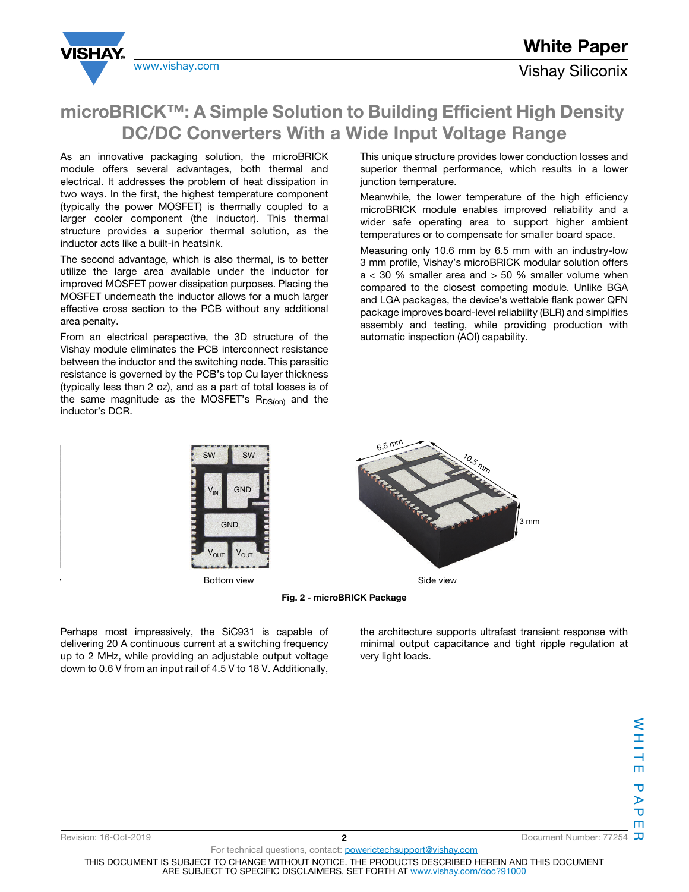# microBRICK™: A Simple Solution to Building Efficient High Density DC/DC Converters With a Wide Input Voltage Range

As an innovative packaging solution, the microBRICK module offers several advantages, both thermal and electrical. It addresses the problem of heat dissipation in two ways. In the first, the highest temperature component (typically the power MOSFET) is thermally coupled to a larger cooler component (the inductor). This thermal structure provides a superior thermal solution, as the inductor acts like a built-in heatsink.

The second advantage, which is also thermal, is to better utilize the large area available under the inductor for improved MOSFET power dissipation purposes. Placing the MOSFET underneath the inductor allows for a much larger effective cross section to the PCB without any additional area penalty.

From an electrical perspective, the 3D structure of the Vishay module eliminates the PCB interconnect resistance between the inductor and the switching node. This parasitic resistance is governed by the PCB's top Cu layer thickness (typically less than 2 oz), and as a part of total losses is of the same magnitude as the MOSFET's $R_{DS(on)}$ and the inductor's DCR.

This unique structure provides lower conduction losses and superior thermal performance, which results in a lower junction temperature.

Meanwhile, the lower temperature of the high efficiency microBRICK module enables improved reliability and a wider safe operating area to support higher ambient temperatures or to compensate for smaller board space.

Measuring only 10.6 mm by 6.5 mm with an industry-low 3 mm profile, Vishay's microBRICK modular solution offers a < 30 % smaller area and > 50 % smaller volume when compared to the closest competing module. Unlike BGA and LGA packages, the device's wettable flank power QFN package improves board-level reliability (BLR) and simplifies assembly and testing, while providing production with automatic inspection (AOI) capability.

Bottom view

Side view

**Fig. 2 - microBRICK Package**

Perhaps most impressively, the SiC931 is capable of delivering 20 A continuous current at a switching frequency up to 2 MHz, while providing an adjustable output voltage down to 0.6 V from an input rail of 4.5 V to 18 V. Additionally, the architecture supports ultrafast transient response with minimal output capacitance and tight ripple regulation at very light loads.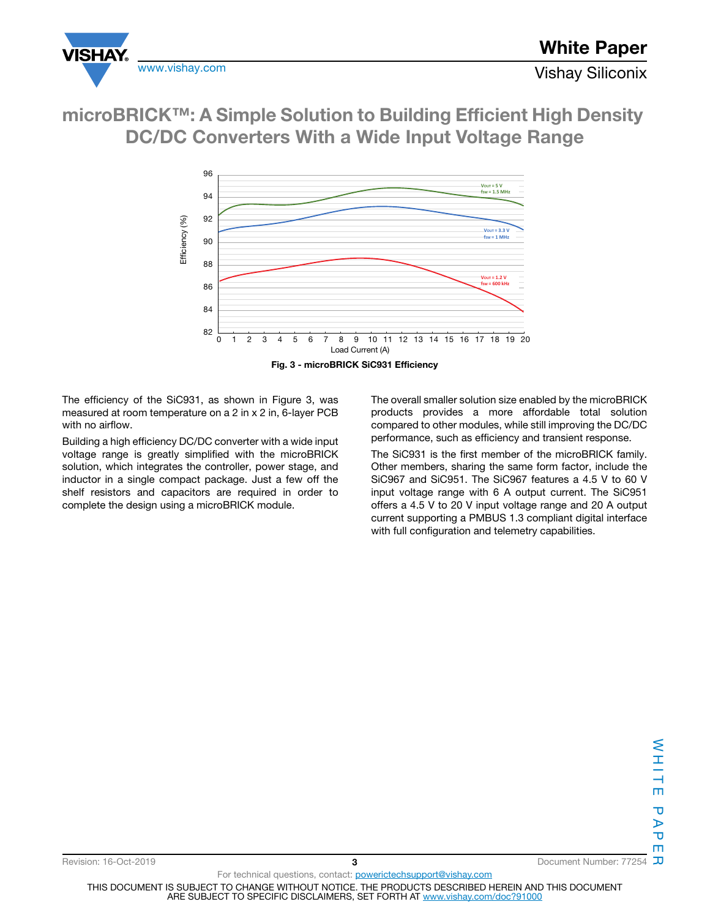# microBRICK™: A Simple Solution to Building Efficient High Density DC/DC Converters With a Wide Input Voltage Range

96
94
92
90
88
86
84
82

Efficiency (%)

0 1 2 3 4 5 6 7 8 9 10 11 12 13 14 15 16 17 18 19 20

Load Current (A)

$V_{OUT}$ = 5 V
$f_{SW}$ = 1.5 MHz

$V_{OUT}$ = 3.3 V
$f_{SW}$ = 1 MHz

$V_{OUT}$ = 1.2 V
$f_{SW}$ = 600 kHz

**Fig. 3 - microBRICK SiC931 Efficiency**

The efficiency of the SiC931, as shown in Figure 3, was measured at room temperature on a 2 in x 2 in, 6-layer PCB with no airflow.

Building a high efficiency DC/DC converter with a wide input voltage range is greatly simplified with the microBRICK solution, which integrates the controller, power stage, and inductor in a single compact package. Just a few off the shelf resistors and capacitors are required in order to complete the design using a microBRICK module.

The overall smaller solution size enabled by the microBRICK products provides a more affordable total solution compared to other modules, while still improving the DC/DC performance, such as efficiency and transient response.

The SiC931 is the first member of the microBRICK family. Other members, sharing the same form factor, include the SiC967 and SiC951. The SiC967 features a 4.5 V to 60 V input voltage range with 6 A output current. The SiC951 offers a 4.5 V to 20 V input voltage range and 20 A output current supporting a PMBUS 1.3 compliant digital interface with full configuration and telemetry capabilities.